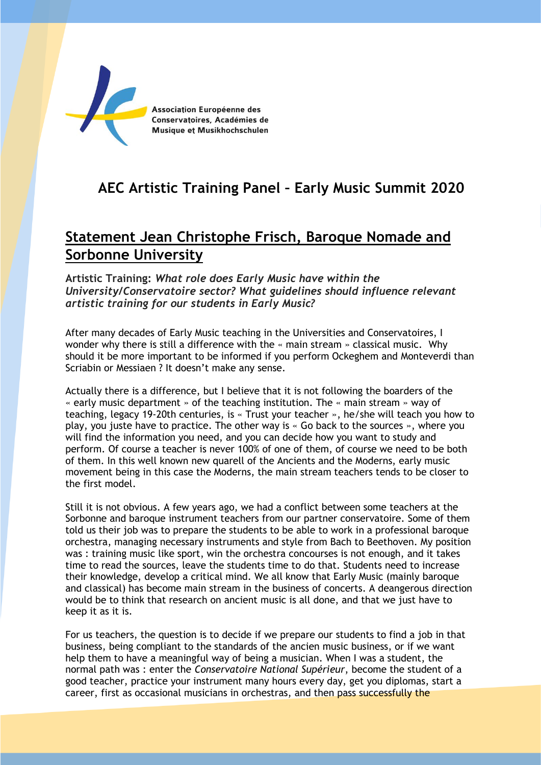Association Européenne des Conservatoires, Académies de Musique et Musikhochschulen

# AEC Artistic Training Panel – Early Music Summit 2020

## Statement Jean Christophe Frisch, Baroque Nomade and Sorbonne University

**Artistic Training: *What role does Early Music have within the University/Conservatoire sector? What guidelines should influence relevant artistic training for our students in Early Music?***

After many decades of Early Music teaching in the Universities and Conservatoires, I wonder why there is still a difference with the « main stream » classical music. Why should it be more important to be informed if you perform Ockeghem and Monteverdi than Scriabin or Messiaen ? It doesn't make any sense.

Actually there is a difference, but I believe that it is not following the boarders of the « early music department » of the teaching institution. The « main stream » way of teaching, legacy 19-20th centuries, is « Trust your teacher », he/she will teach you how to play, you juste have to practice. The other way is « Go back to the sources », where you will find the information you need, and you can decide how you want to study and perform. Of course a teacher is never 100% of one of them, of course we need to be both of them. In this well known new quarell of the Ancients and the Moderns, early music movement being in this case the Moderns, the main stream teachers tends to be closer to the first model.

Still it is not obvious. A few years ago, we had a conflict between some teachers at the Sorbonne and baroque instrument teachers from our partner conservatoire. Some of them told us their job was to prepare the students to be able to work in a professional baroque orchestra, managing necessary instruments and style from Bach to Beethoven. My position was : training music like sport, win the orchestra concourses is not enough, and it takes time to read the sources, leave the students time to do that. Students need to increase their knowledge, develop a critical mind. We all know that Early Music (mainly baroque and classical) has become main stream in the business of concerts. A deangerous direction would be to think that research on ancient music is all done, and that we just have to keep it as it is.

For us teachers, the question is to decide if we prepare our students to find a job in that business, being compliant to the standards of the ancien music business, or if we want help them to have a meaningful way of being a musician. When I was a student, the normal path was : enter the *Conservatoire National Supérieur*, become the student of a good teacher, practice your instrument many hours every day, get you diplomas, start a career, first as occasional musicians in orchestras, and then pass successfully the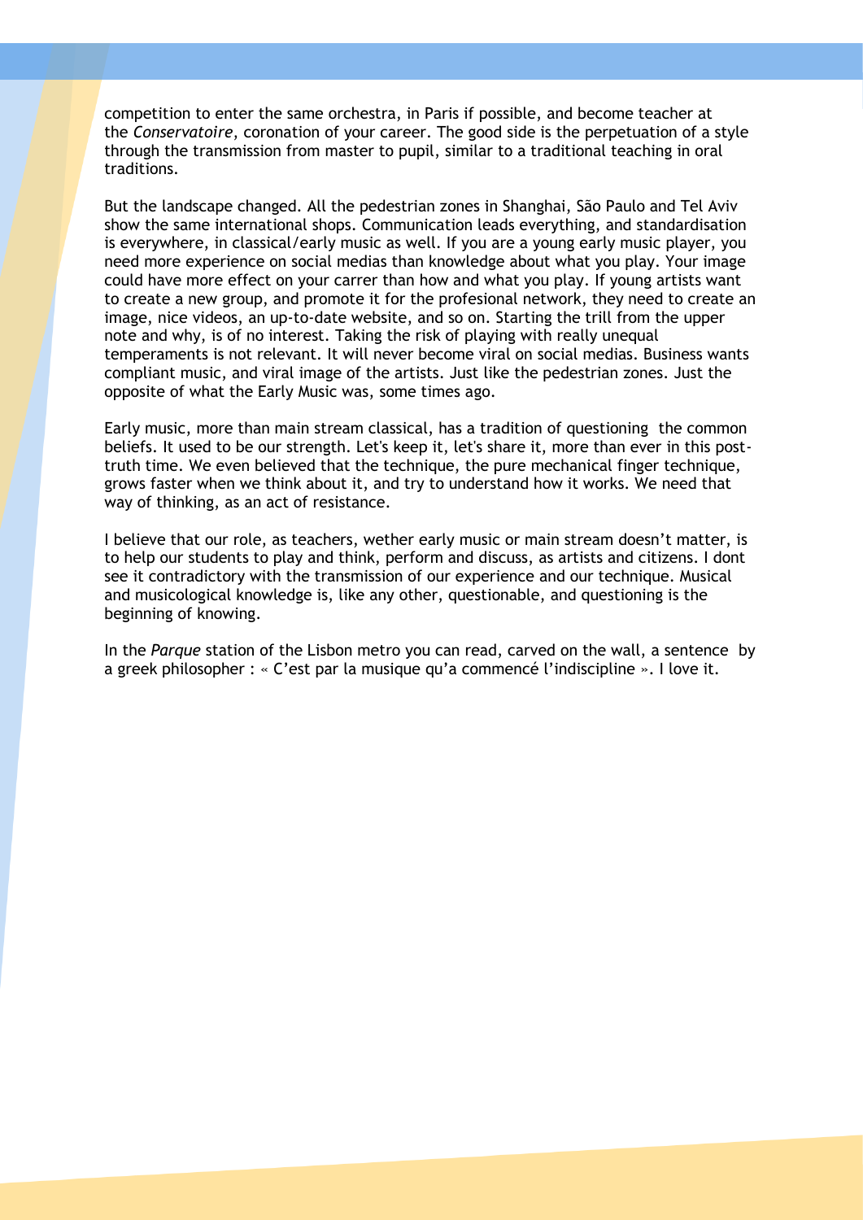competition to enter the same orchestra, in Paris if possible, and become teacher at the *Conservatoire*, coronation of your career. The good side is the perpetuation of a style through the transmission from master to pupil, similar to a traditional teaching in oral traditions.

But the landscape changed. All the pedestrian zones in Shanghai, São Paulo and Tel Aviv show the same international shops. Communication leads everything, and standardisation is everywhere, in classical/early music as well. If you are a young early music player, you need more experience on social medias than knowledge about what you play. Your image could have more effect on your carrer than how and what you play. If young artists want to create a new group, and promote it for the profesional network, they need to create an image, nice videos, an up-to-date website, and so on. Starting the trill from the upper note and why, is of no interest. Taking the risk of playing with really unequal temperaments is not relevant. It will never become viral on social medias. Business wants compliant music, and viral image of the artists. Just like the pedestrian zones. Just the opposite of what the Early Music was, some times ago.

Early music, more than main stream classical, has a tradition of questioning the common beliefs. It used to be our strength. Let's keep it, let's share it, more than ever in this post-truth time. We even believed that the technique, the pure mechanical finger technique, grows faster when we think about it, and try to understand how it works. We need that way of thinking, as an act of resistance.

I believe that our role, as teachers, wether early music or main stream doesn't matter, is to help our students to play and think, perform and discuss, as artists and citizens. I dont see it contradictory with the transmission of our experience and our technique. Musical and musicological knowledge is, like any other, questionable, and questioning is the beginning of knowing.

In the *Parque* station of the Lisbon metro you can read, carved on the wall, a sentence by a greek philosopher : « C'est par la musique qu'a commencé l'indiscipline ». I love it.